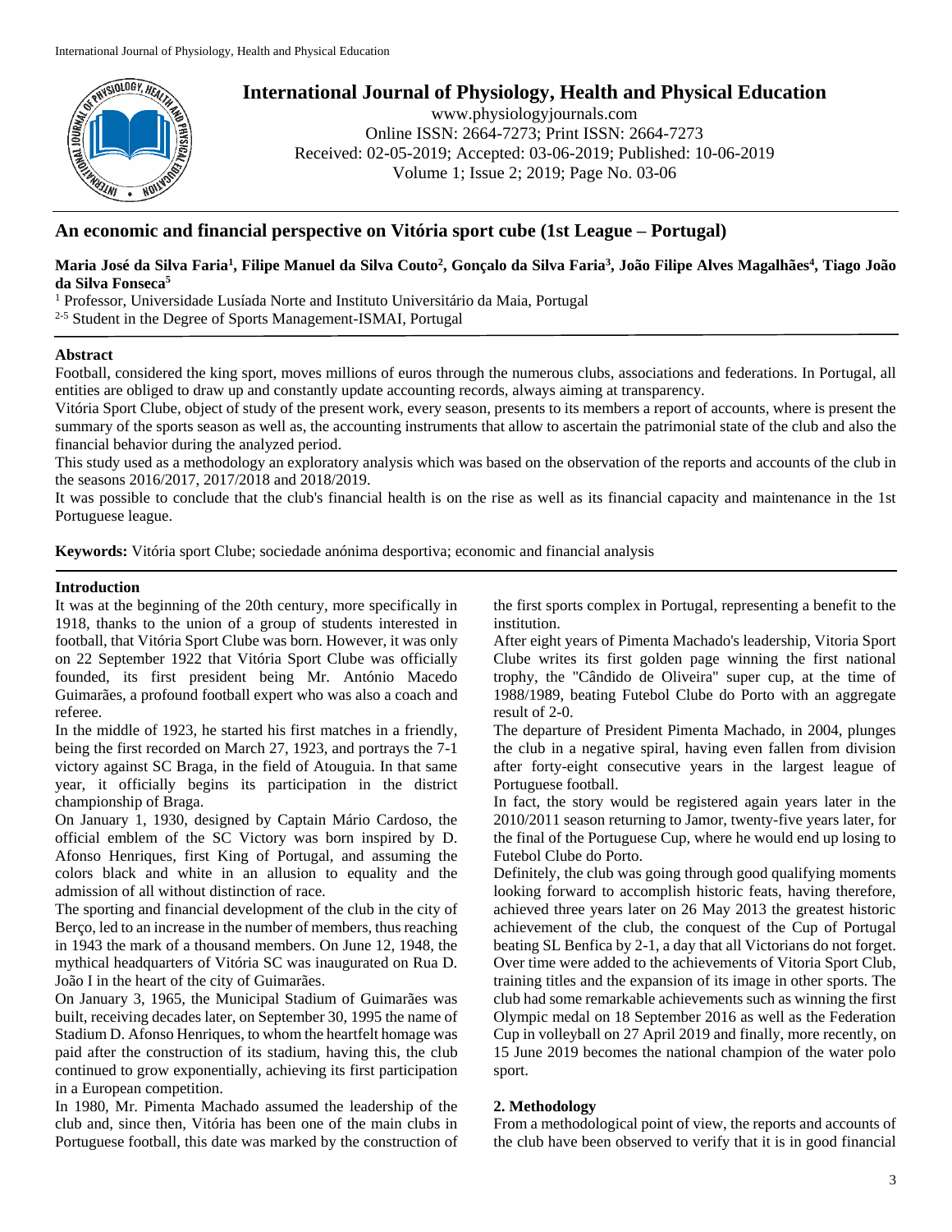# An economic and financial perspective on Vitória sport cube (1st League – Portugal)

**Maria José da Silva Faria[1], Filipe Manuel da Silva Couto[2], Gonçalo da Silva Faria[3], João Filipe Alves Magalhães[4], Tiago João da Silva Fonseca[5]**

[1] Professor, Universidade Lusíada Norte and Instituto Universitário da Maia, Portugal

[2-5] Student in the Degree of Sports Management-ISMAI, Portugal

### Abstract

Football, considered the king sport, moves millions of euros through the numerous clubs, associations and federations. In Portugal, all entities are obliged to draw up and constantly update accounting records, always aiming at transparency.

Vitória Sport Clube, object of study of the present work, every season, presents to its members a report of accounts, where is present the summary of the sports season as well as, the accounting instruments that allow to ascertain the patrimonial state of the club and also the financial behavior during the analyzed period.

This study used as a methodology an exploratory analysis which was based on the observation of the reports and accounts of the club in the seasons 2016/2017, 2017/2018 and 2018/2019.

It was possible to conclude that the club's financial health is on the rise as well as its financial capacity and maintenance in the 1st Portuguese league.

**Keywords:** Vitória sport Clube; sociedade anónima desportiva; economic and financial analysis

## Introduction

It was at the beginning of the 20th century, more specifically in 1918, thanks to the union of a group of students interested in football, that Vitória Sport Clube was born. However, it was only on 22 September 1922 that Vitória Sport Clube was officially founded, its first president being Mr. António Macedo Guimarães, a profound football expert who was also a coach and referee.

In the middle of 1923, he started his first matches in a friendly, being the first recorded on March 27, 1923, and portrays the 7-1 victory against SC Braga, in the field of Atouguia. In that same year, it officially begins its participation in the district championship of Braga.

On January 1, 1930, designed by Captain Mário Cardoso, the official emblem of the SC Victory was born inspired by D. Afonso Henriques, first King of Portugal, and assuming the colors black and white in an allusion to equality and the admission of all without distinction of race.

The sporting and financial development of the club in the city of Berço, led to an increase in the number of members, thus reaching in 1943 the mark of a thousand members. On June 12, 1948, the mythical headquarters of Vitória SC was inaugurated on Rua D. João I in the heart of the city of Guimarães.

On January 3, 1965, the Municipal Stadium of Guimarães was built, receiving decades later, on September 30, 1995 the name of Stadium D. Afonso Henriques, to whom the heartfelt homage was paid after the construction of its stadium, having this, the club continued to grow exponentially, achieving its first participation in a European competition.

In 1980, Mr. Pimenta Machado assumed the leadership of the club and, since then, Vitória has been one of the main clubs in Portuguese football, this date was marked by the construction of the first sports complex in Portugal, representing a benefit to the institution.

After eight years of Pimenta Machado's leadership, Vitoria Sport Clube writes its first golden page winning the first national trophy, the "Cândido de Oliveira" super cup, at the time of 1988/1989, beating Futebol Clube do Porto with an aggregate result of 2-0.

The departure of President Pimenta Machado, in 2004, plunges the club in a negative spiral, having even fallen from division after forty-eight consecutive years in the largest league of Portuguese football.

In fact, the story would be registered again years later in the 2010/2011 season returning to Jamor, twenty-five years later, for the final of the Portuguese Cup, where he would end up losing to Futebol Clube do Porto.

Definitely, the club was going through good qualifying moments looking forward to accomplish historic feats, having therefore, achieved three years later on 26 May 2013 the greatest historic achievement of the club, the conquest of the Cup of Portugal beating SL Benfica by 2-1, a day that all Victorians do not forget. Over time were added to the achievements of Vitoria Sport Club, training titles and the expansion of its image in other sports. The club had some remarkable achievements such as winning the first Olympic medal on 18 September 2016 as well as the Federation Cup in volleyball on 27 April 2019 and finally, more recently, on 15 June 2019 becomes the national champion of the water polo sport.

## 2. Methodology

From a methodological point of view, the reports and accounts of the club have been observed to verify that it is in good financial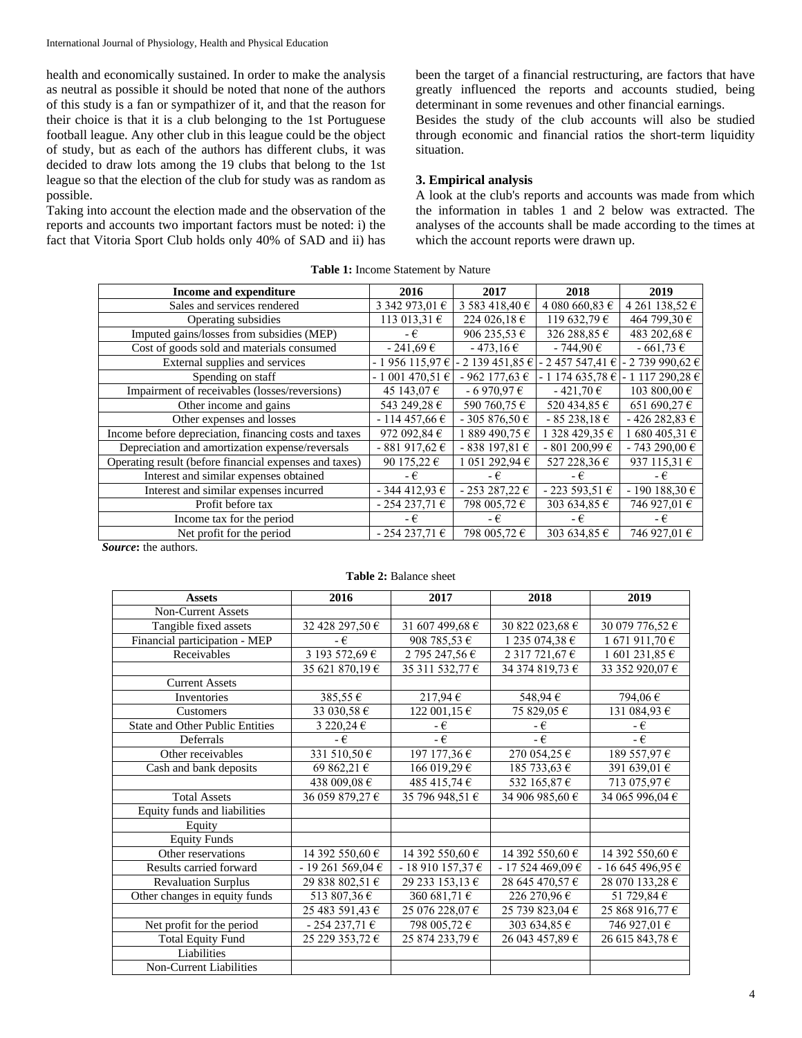health and economically sustained. In order to make the analysis as neutral as possible it should be noted that none of the authors of this study is a fan or sympathizer of it, and that the reason for their choice is that it is a club belonging to the 1st Portuguese football league. Any other club in this league could be the object of study, but as each of the authors has different clubs, it was decided to draw lots among the 19 clubs that belong to the 1st league so that the election of the club for study was as random as possible.

Taking into account the election made and the observation of the reports and accounts two important factors must be noted: i) the fact that Vitoria Sport Club holds only 40% of SAD and ii) has been the target of a financial restructuring, are factors that have greatly influenced the reports and accounts studied, being determinant in some revenues and other financial earnings.

Besides the study of the club accounts will also be studied through economic and financial ratios the short-term liquidity situation.

## 3. Empirical analysis

A look at the club's reports and accounts was made from which the information in tables 1 and 2 below was extracted. The analyses of the accounts shall be made according to the times at which the account reports were drawn up.

**Table 1:** Income Statement by Nature

| Income and expenditure | 2016 | 2017 | 2018 | 2019 |
|---|---|---|---|---|
| Sales and services rendered | 3 342 973,01 € | 3 583 418,40 € | 4 080 660,83 € | 4 261 138,52 € |
| Operating subsidies | 113 013,31 € | 224 026,18 € | 119 632,79 € | 464 799,30 € |
| Imputed gains/losses from subsidies (MEP) | - € | 906 235,53 € | 326 288,85 € | 483 202,68 € |
| Cost of goods sold and materials consumed | - 241,69 € | - 473,16 € | - 744,90 € | - 661,73 € |
| External supplies and services | - 1 956 115,97 € | - 2 139 451,85 € | - 2 457 547,41 € | - 2 739 990,62 € |
| Spending on staff | - 1 001 470,51 € | - 962 177,63 € | - 1 174 635,78 € | - 1 117 290,28 € |
| Impairment of receivables (losses/reversions) | 45 143,07 € | - 6 970,97 € | - 421,70 € | 103 800,00 € |
| Other income and gains | 543 249,28 € | 590 760,75 € | 520 434,85 € | 651 690,27 € |
| Other expenses and losses | - 114 457,66 € | - 305 876,50 € | - 85 238,18 € | - 426 282,83 € |
| Income before depreciation, financing costs and taxes | 972 092,84 € | 1 889 490,75 € | 1 328 429,35 € | 1 680 405,31 € |
| Depreciation and amortization expense/reversals | - 881 917,62 € | - 838 197,81 € | - 801 200,99 € | - 743 290,00 € |
| Operating result (before financial expenses and taxes) | 90 175,22 € | 1 051 292,94 € | 527 228,36 € | 937 115,31 € |
| Interest and similar expenses obtained | - € | - € | - € | - € |
| Interest and similar expenses incurred | - 344 412,93 € | - 253 287,22 € | - 223 593,51 € | - 190 188,30 € |
| Profit before tax | - 254 237,71 € | 798 005,72 € | 303 634,85 € | 746 927,01 € |
| Income tax for the period | - € | - € | - € | - € |
| Net profit for the period | - 254 237,71 € | 798 005,72 € | 303 634,85 € | 746 927,01 € |

***Source*:** the authors.

**Table 2:** Balance sheet

| Assets | 2016 | 2017 | 2018 | 2019 |
|---|---|---|---|---|
| Non-Current Assets | | | | |
| Tangible fixed assets | 32 428 297,50 € | 31 607 499,68 € | 30 822 023,68 € | 30 079 776,52 € |
| Financial participation - MEP | - € | 908 785,53 € | 1 235 074,38 € | 1 671 911,70 € |
| Receivables | 3 193 572,69 € | 2 795 247,56 € | 2 317 721,67 € | 1 601 231,85 € |
| | 35 621 870,19 € | 35 311 532,77 € | 34 374 819,73 € | 33 352 920,07 € |
| Current Assets | | | | |
| Inventories | 385,55 € | 217,94 € | 548,94 € | 794,06 € |
| Customers | 33 030,58 € | 122 001,15 € | 75 829,05 € | 131 084,93 € |
| State and Other Public Entities | 3 220,24 € | - € | - € | - € |
| Deferrals | - € | - € | - € | - € |
| Other receivables | 331 510,50 € | 197 177,36 € | 270 054,25 € | 189 557,97 € |
| Cash and bank deposits | 69 862,21 € | 166 019,29 € | 185 733,63 € | 391 639,01 € |
| | 438 009,08 € | 485 415,74 € | 532 165,87 € | 713 075,97 € |
| Total Assets | 36 059 879,27 € | 35 796 948,51 € | 34 906 985,60 € | 34 065 996,04 € |
| Equity funds and liabilities | | | | |
| Equity | | | | |
| Equity Funds | | | | |
| Other reservations | 14 392 550,60 € | 14 392 550,60 € | 14 392 550,60 € | 14 392 550,60 € |
| Results carried forward | - 19 261 569,04 € | - 18 910 157,37 € | - 17 524 469,09 € | - 16 645 496,95 € |
| Revaluation Surplus | 29 838 802,51 € | 29 233 153,13 € | 28 645 470,57 € | 28 070 133,28 € |
| Other changes in equity funds | 513 807,36 € | 360 681,71 € | 226 270,96 € | 51 729,84 € |
| | 25 483 591,43 € | 25 076 228,07 € | 25 739 823,04 € | 25 868 916,77 € |
| Net profit for the period | - 254 237,71 € | 798 005,72 € | 303 634,85 € | 746 927,01 € |
| Total Equity Fund | 25 229 353,72 € | 25 874 233,79 € | 26 043 457,89 € | 26 615 843,78 € |
| Liabilities | | | | |
| Non-Current Liabilities | | | | |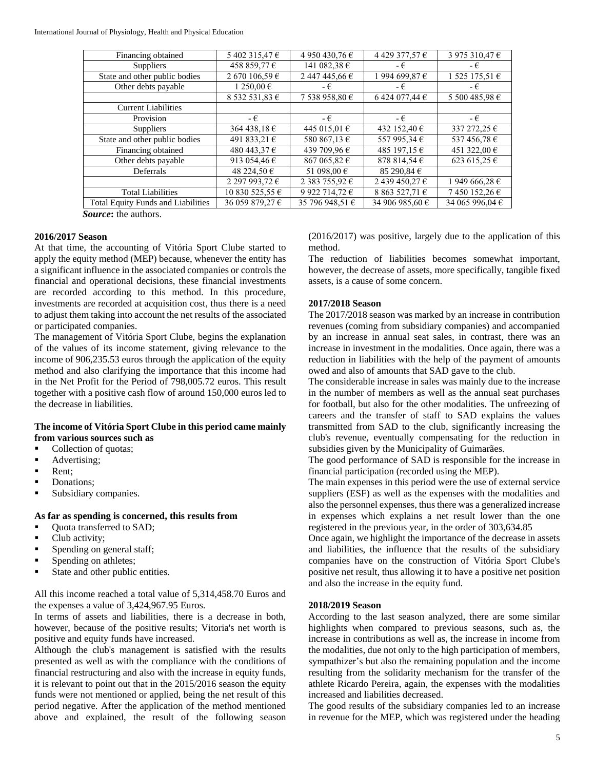| Financing obtained | 5 402 315,47 € | 4 950 430,76 € | 4 429 377,57 € | 3 975 310,47 € |
|---|---|---|---|---|
| Suppliers | 458 859,77 € | 141 082,38 € | - € | - € |
| State and other public bodies | 2 670 106,59 € | 2 447 445,66 € | 1 994 699,87 € | 1 525 175,51 € |
| Other debts payable | 1 250,00 € | - € | - € | - € |
| | 8 532 531,83 € | 7 538 958,80 € | 6 424 077,44 € | 5 500 485,98 € |
| Current Liabilities | | | | |
| Provision | - € | - € | - € | - € |
| Suppliers | 364 438,18 € | 445 015,01 € | 432 152,40 € | 337 272,25 € |
| State and other public bodies | 491 833,21 € | 580 867,13 € | 557 995,34 € | 537 456,78 € |
| Financing obtained | 480 443,37 € | 439 709,96 € | 485 197,15 € | 451 322,00 € |
| Other debts payable | 913 054,46 € | 867 065,82 € | 878 814,54 € | 623 615,25 € |
| Deferrals | 48 224,50 € | 51 098,00 € | 85 290,84 € | |
| | 2 297 993,72 € | 2 383 755,92 € | 2 439 450,27 € | 1 949 666,28 € |
| Total Liabilities | 10 830 525,55 € | 9 922 714,72 € | 8 863 527,71 € | 7 450 152,26 € |
| Total Equity Funds and Liabilities | 36 059 879,27 € | 35 796 948,51 € | 34 906 985,60 € | 34 065 996,04 € |

***Source*:** the authors.

**2016/2017 Season**

At that time, the accounting of Vitória Sport Clube started to apply the equity method (MEP) because, whenever the entity has a significant influence in the associated companies or controls the financial and operational decisions, these financial investments are recorded according to this method. In this procedure, investments are recorded at acquisition cost, thus there is a need to adjust them taking into account the net results of the associated or participated companies.

The management of Vitória Sport Clube, begins the explanation of the values of its income statement, giving relevance to the income of 906,235.53 euros through the application of the equity method and also clarifying the importance that this income had in the Net Profit for the Period of 798,005.72 euros. This result together with a positive cash flow of around 150,000 euros led to the decrease in liabilities.

**The income of Vitória Sport Clube in this period came mainly from various sources such as**

- Collection of quotas;
- Advertising;
- Rent;
- Donations;
- Subsidiary companies.

**As far as spending is concerned, this results from**

- Quota transferred to SAD;
- Club activity;
- Spending on general staff;
- Spending on athletes;
- State and other public entities.

All this income reached a total value of 5,314,458.70 Euros and the expenses a value of 3,424,967.95 Euros.

In terms of assets and liabilities, there is a decrease in both, however, because of the positive results; Vitoria's net worth is positive and equity funds have increased.

Although the club's management is satisfied with the results presented as well as with the compliance with the conditions of financial restructuring and also with the increase in equity funds, it is relevant to point out that in the 2015/2016 season the equity funds were not mentioned or applied, being the net result of this period negative. After the application of the method mentioned above and explained, the result of the following season (2016/2017) was positive, largely due to the application of this method.

The reduction of liabilities becomes somewhat important, however, the decrease of assets, more specifically, tangible fixed assets, is a cause of some concern.

**2017/2018 Season**

The 2017/2018 season was marked by an increase in contribution revenues (coming from subsidiary companies) and accompanied by an increase in annual seat sales, in contrast, there was an increase in investment in the modalities. Once again, there was a reduction in liabilities with the help of the payment of amounts owed and also of amounts that SAD gave to the club.

The considerable increase in sales was mainly due to the increase in the number of members as well as the annual seat purchases for football, but also for the other modalities. The unfreezing of careers and the transfer of staff to SAD explains the values transmitted from SAD to the club, significantly increasing the club's revenue, eventually compensating for the reduction in subsidies given by the Municipality of Guimarães.

The good performance of SAD is responsible for the increase in financial participation (recorded using the MEP).

The main expenses in this period were the use of external service suppliers (ESF) as well as the expenses with the modalities and also the personnel expenses, thus there was a generalized increase in expenses which explains a net result lower than the one registered in the previous year, in the order of 303,634.85

Once again, we highlight the importance of the decrease in assets and liabilities, the influence that the results of the subsidiary companies have on the construction of Vitória Sport Clube's positive net result, thus allowing it to have a positive net position and also the increase in the equity fund.

**2018/2019 Season**

According to the last season analyzed, there are some similar highlights when compared to previous seasons, such as, the increase in contributions as well as, the increase in income from the modalities, due not only to the high participation of members, sympathizer's but also the remaining population and the income resulting from the solidarity mechanism for the transfer of the athlete Ricardo Pereira, again, the expenses with the modalities increased and liabilities decreased.

The good results of the subsidiary companies led to an increase in revenue for the MEP, which was registered under the heading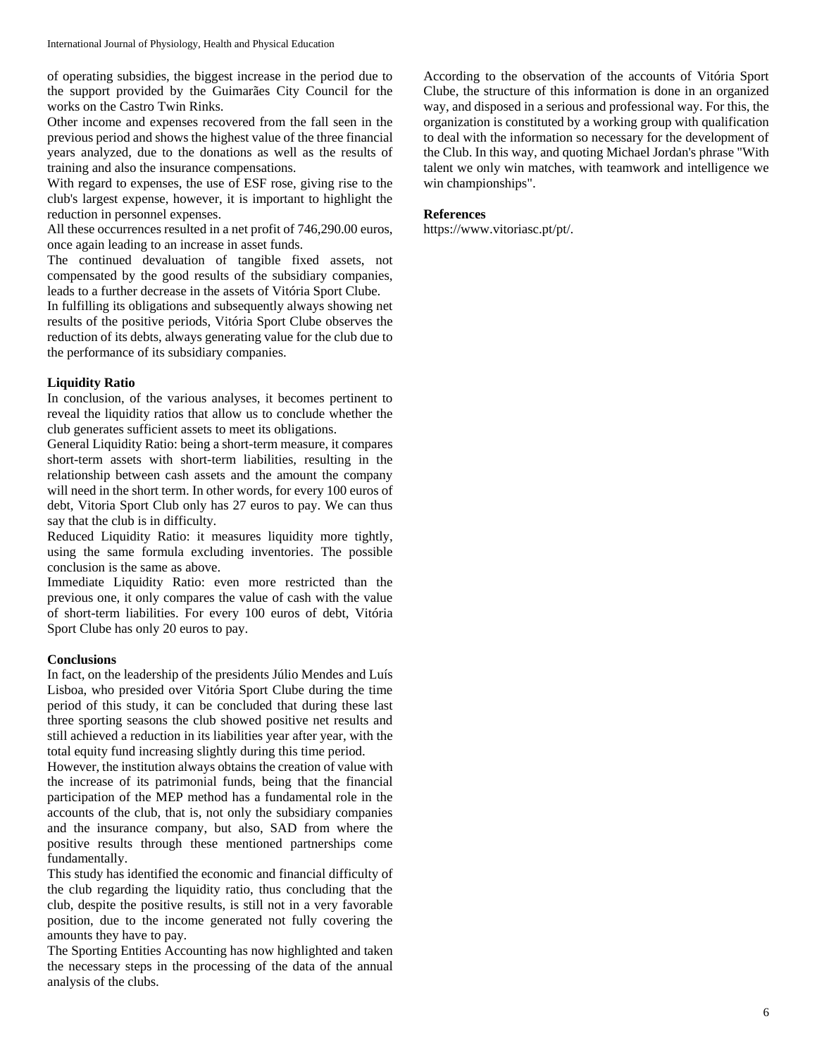of operating subsidies, the biggest increase in the period due to the support provided by the Guimarães City Council for the works on the Castro Twin Rinks.

Other income and expenses recovered from the fall seen in the previous period and shows the highest value of the three financial years analyzed, due to the donations as well as the results of training and also the insurance compensations.

With regard to expenses, the use of ESF rose, giving rise to the club's largest expense, however, it is important to highlight the reduction in personnel expenses.

All these occurrences resulted in a net profit of 746,290.00 euros, once again leading to an increase in asset funds.

The continued devaluation of tangible fixed assets, not compensated by the good results of the subsidiary companies, leads to a further decrease in the assets of Vitória Sport Clube.

In fulfilling its obligations and subsequently always showing net results of the positive periods, Vitória Sport Clube observes the reduction of its debts, always generating value for the club due to the performance of its subsidiary companies.

**Liquidity Ratio**

In conclusion, of the various analyses, it becomes pertinent to reveal the liquidity ratios that allow us to conclude whether the club generates sufficient assets to meet its obligations.

General Liquidity Ratio: being a short-term measure, it compares short-term assets with short-term liabilities, resulting in the relationship between cash assets and the amount the company will need in the short term. In other words, for every 100 euros of debt, Vitoria Sport Club only has 27 euros to pay. We can thus say that the club is in difficulty.

Reduced Liquidity Ratio: it measures liquidity more tightly, using the same formula excluding inventories. The possible conclusion is the same as above.

Immediate Liquidity Ratio: even more restricted than the previous one, it only compares the value of cash with the value of short-term liabilities. For every 100 euros of debt, Vitória Sport Clube has only 20 euros to pay.

**Conclusions**

In fact, on the leadership of the presidents Júlio Mendes and Luís Lisboa, who presided over Vitória Sport Clube during the time period of this study, it can be concluded that during these last three sporting seasons the club showed positive net results and still achieved a reduction in its liabilities year after year, with the total equity fund increasing slightly during this time period.

However, the institution always obtains the creation of value with the increase of its patrimonial funds, being that the financial participation of the MEP method has a fundamental role in the accounts of the club, that is, not only the subsidiary companies and the insurance company, but also, SAD from where the positive results through these mentioned partnerships come fundamentally.

This study has identified the economic and financial difficulty of the club regarding the liquidity ratio, thus concluding that the club, despite the positive results, is still not in a very favorable position, due to the income generated not fully covering the amounts they have to pay.

The Sporting Entities Accounting has now highlighted and taken the necessary steps in the processing of the data of the annual analysis of the clubs.

According to the observation of the accounts of Vitória Sport Clube, the structure of this information is done in an organized way, and disposed in a serious and professional way. For this, the organization is constituted by a working group with qualification to deal with the information so necessary for the development of the Club. In this way, and quoting Michael Jordan's phrase "With talent we only win matches, with teamwork and intelligence we win championships".

**References**

https://www.vitoriasc.pt/pt/.